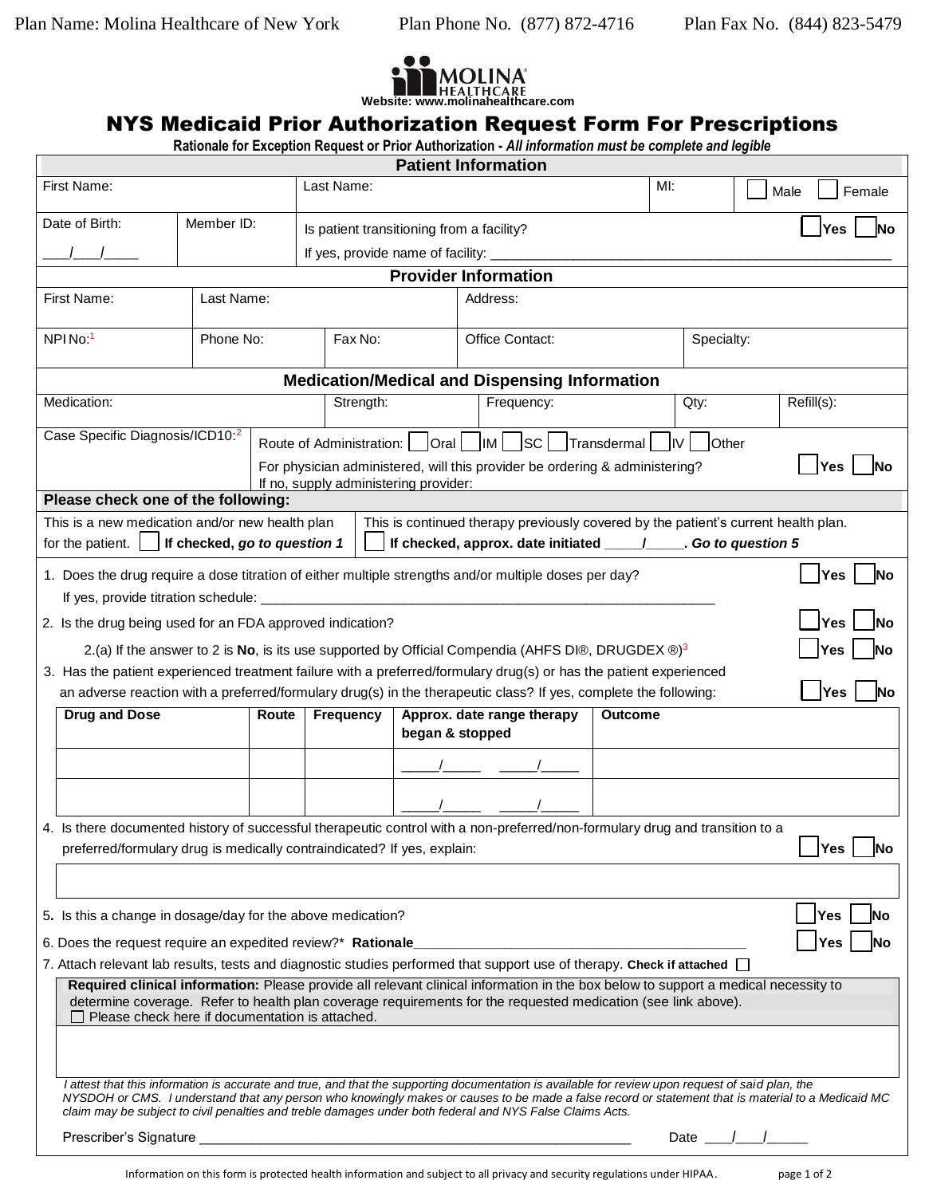Plan Name: Molina Healthcare of New York | Plan Phone No. (877) 872-4716 | Plan Fax No. (844) 823-5479

MOLINA HEALTHCARE
Website: www.molinahealthcare.com

# NYS Medicaid Prior Authorization Request Form For Prescriptions

**Rationale for Exception Request or Prior Authorization - *All information must be complete and legible***

## Patient Information

| First Name: | Last Name: | MI: | ☐ Male ☐ Female |
|---|---|---|---|
| Date of Birth: ___/___/_____ | Member ID: | Is patient transitioning from a facility? ☐ Yes ☐ No<br>If yes, provide name of facility: ___________ | |

## Provider Information

| First Name: | Last Name: | | Address: | |
|---|---|---|---|---|
| NPI No:[1] | Phone No: | Fax No: | Office Contact: | Specialty: |

## Medication/Medical and Dispensing Information

| Medication: | Strength: | Frequency: | Qty: | Refill(s): |
|---|---|---|---|---|

Case Specific Diagnosis/ICD10:[2]

Route of Administration: ☐ Oral ☐ IM ☐ SC ☐ Transdermal ☐ IV ☐ Other

For physician administered, will this provider be ordering & administering? ☐ Yes ☐ No
If no, supply administering provider:

**Please check one of the following:**

This is a new medication and/or new health plan for the patient. ☐ **If checked, *go to question 1***

This is continued therapy previously covered by the patient's current health plan. ☐ **If checked, approx. date initiated _____/_____. *Go to question 5***

1. Does the drug require a dose titration of either multiple strengths and/or multiple doses per day? ☐ Yes ☐ No
   If yes, provide titration schedule: ___________
2. Is the drug being used for an FDA approved indication? ☐ Yes ☐ No
   2.(a) If the answer to 2 is **No**, is its use supported by Official Compendia (AHFS DI®, DRUGDEX ®)[3] ☐ Yes ☐ No
3. Has the patient experienced treatment failure with a preferred/formulary drug(s) or has the patient experienced an adverse reaction with a preferred/formulary drug(s) in the therapeutic class? If yes, complete the following: ☐ Yes ☐ No

| Drug and Dose | Route | Frequency | Approx. date range therapy began & stopped | Outcome |
|---|---|---|---|---|
| | | | _____/_____ _____/_____ | |
| | | | _____/_____ _____/_____ | |

4. Is there documented history of successful therapeutic control with a non-preferred/non-formulary drug and transition to a preferred/formulary drug is medically contraindicated? If yes, explain: ☐ Yes ☐ No

5. Is this a change in dosage/day for the above medication? ☐ Yes ☐ No
6. Does the request require an expedited review?* **Rationale**___________ ☐ Yes ☐ No
7. Attach relevant lab results, tests and diagnostic studies performed that support use of therapy. **Check if attached** ☐

**Required clinical information:** Please provide all relevant clinical information in the box below to support a medical necessity to determine coverage. Refer to health plan coverage requirements for the requested medication (see link above).
☐ Please check here if documentation is attached.

*I attest that this information is accurate and true, and that the supporting documentation is available for review upon request of said plan, the NYSDOH or CMS. I understand that any person who knowingly makes or causes to be made a false record or statement that is material to a Medicaid MC claim may be subject to civil penalties and treble damages under both federal and NYS False Claims Acts.*

Prescriber's Signature ___________________________ Date ___/___/_____

Information on this form is protected health information and subject to all privacy and security regulations under HIPAA.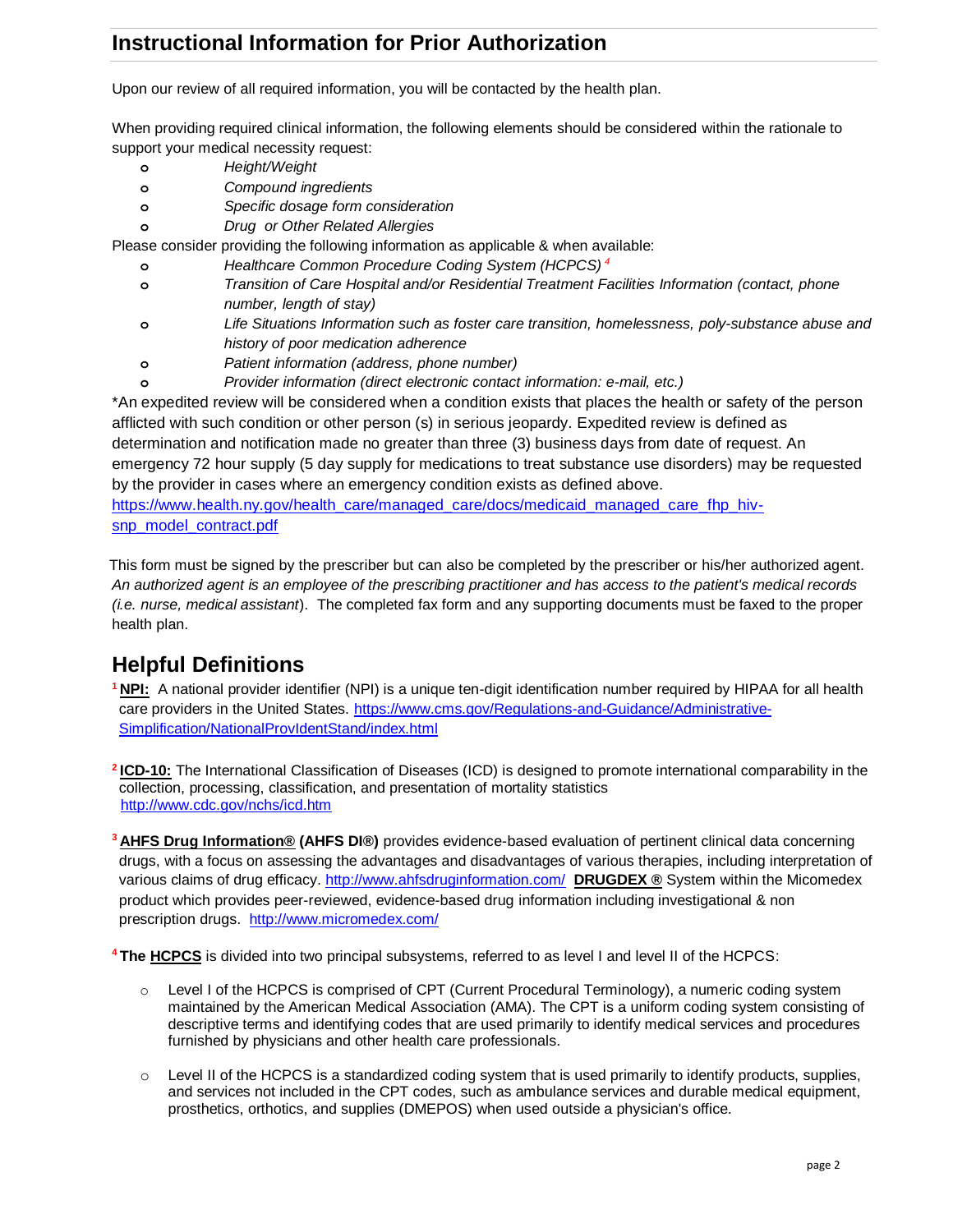## Instructional Information for Prior Authorization

Upon our review of all required information, you will be contacted by the health plan.

When providing required clinical information, the following elements should be considered within the rationale to support your medical necessity request:

- *Height/Weight*
- *Compound ingredients*
- *Specific dosage form consideration*
- *Drug or Other Related Allergies*

Please consider providing the following information as applicable & when available:

- *Healthcare Common Procedure Coding System (HCPCS)* [4]
- *Transition of Care Hospital and/or Residential Treatment Facilities Information (contact, phone number, length of stay)*
- *Life Situations Information such as foster care transition, homelessness, poly-substance abuse and history of poor medication adherence*
- *Patient information (address, phone number)*
- *Provider information (direct electronic contact information: e-mail, etc.)*

*An expedited review will be considered when a condition exists that places the health or safety of the person afflicted with such condition or other person (s) in serious jeopardy. Expedited review is defined as determination and notification made no greater than three (3) business days from date of request. An emergency 72 hour supply (5 day supply for medications to treat substance use disorders) may be requested by the provider in cases where an emergency condition exists as defined above.
https://www.health.ny.gov/health_care/managed_care/docs/medicaid_managed_care_fhp_hiv-snp_model_contract.pdf

This form must be signed by the prescriber but can also be completed by the prescriber or his/her authorized agent. *An authorized agent is an employee of the prescribing practitioner and has access to the patient's medical records (i.e. nurse, medical assistant*). The completed fax form and any supporting documents must be faxed to the proper health plan.

## Helpful Definitions

[1] **NPI:** A national provider identifier (NPI) is a unique ten-digit identification number required by HIPAA for all health care providers in the United States. https://www.cms.gov/Regulations-and-Guidance/Administrative-Simplification/NationalProvIdentStand/index.html

[2] **ICD-10:** The International Classification of Diseases (ICD) is designed to promote international comparability in the collection, processing, classification, and presentation of mortality statistics http://www.cdc.gov/nchs/icd.htm

[3] **AHFS Drug Information® (AHFS DI®)** provides evidence-based evaluation of pertinent clinical data concerning drugs, with a focus on assessing the advantages and disadvantages of various therapies, including interpretation of various claims of drug efficacy. http://www.ahfsdruginformation.com/ **DRUGDEX ®** System within the Micomedex product which provides peer-reviewed, evidence-based drug information including investigational & non prescription drugs. http://www.micromedex.com/

[4] **The HCPCS** is divided into two principal subsystems, referred to as level I and level II of the HCPCS:

- Level I of the HCPCS is comprised of CPT (Current Procedural Terminology), a numeric coding system maintained by the American Medical Association (AMA). The CPT is a uniform coding system consisting of descriptive terms and identifying codes that are used primarily to identify medical services and procedures furnished by physicians and other health care professionals.
- Level II of the HCPCS is a standardized coding system that is used primarily to identify products, supplies, and services not included in the CPT codes, such as ambulance services and durable medical equipment, prosthetics, orthotics, and supplies (DMEPOS) when used outside a physician's office.